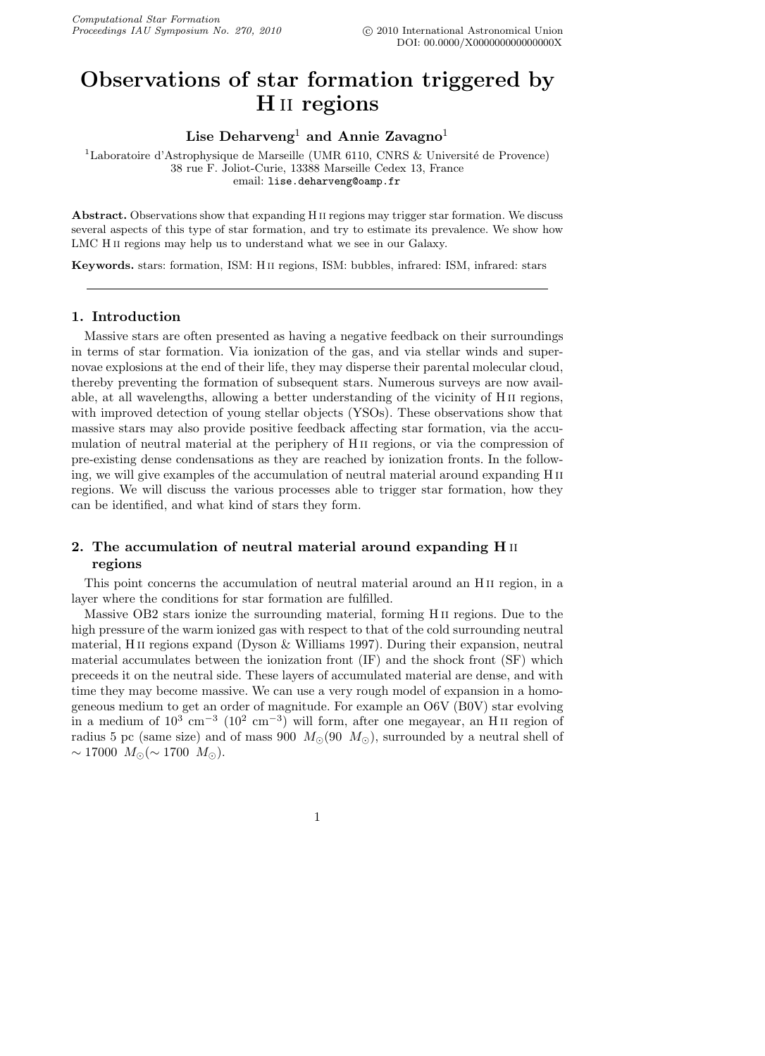# Observations of star formation triggered by H II regions

**Lise Deharveng[1] and Annie Zavagno[1]**

[1]Laboratoire d'Astrophysique de Marseille (UMR 6110, CNRS & Université de Provence)
38 rue F. Joliot-Curie, 13388 Marseille Cedex 13, France
email: lise.deharveng@oamp.fr

**Abstract.** Observations show that expanding H II regions may trigger star formation. We discuss several aspects of this type of star formation, and try to estimate its prevalence. We show how LMC H II regions may help us to understand what we see in our Galaxy.

**Keywords.** stars: formation, ISM: H II regions, ISM: bubbles, infrared: ISM, infrared: stars

## 1. Introduction

Massive stars are often presented as having a negative feedback on their surroundings in terms of star formation. Via ionization of the gas, and via stellar winds and supernovae explosions at the end of their life, they may disperse their parental molecular cloud, thereby preventing the formation of subsequent stars. Numerous surveys are now available, at all wavelengths, allowing a better understanding of the vicinity of H II regions, with improved detection of young stellar objects (YSOs). These observations show that massive stars may also provide positive feedback affecting star formation, via the accumulation of neutral material at the periphery of H II regions, or via the compression of pre-existing dense condensations as they are reached by ionization fronts. In the following, we will give examples of the accumulation of neutral material around expanding H II regions. We will discuss the various processes able to trigger star formation, how they can be identified, and what kind of stars they form.

## 2. The accumulation of neutral material around expanding H II regions

This point concerns the accumulation of neutral material around an H II region, in a layer where the conditions for star formation are fulfilled.

Massive OB2 stars ionize the surrounding material, forming H II regions. Due to the high pressure of the warm ionized gas with respect to that of the cold surrounding neutral material, H II regions expand (Dyson & Williams 1997). During their expansion, neutral material accumulates between the ionization front (IF) and the shock front (SF) which preceeds it on the neutral side. These layers of accumulated material are dense, and with time they may become massive. We can use a very rough model of expansion in a homogeneous medium to get an order of magnitude. For example an O6V (B0V) star evolving in a medium of $10^3$ cm$^{-3}$ ($10^2$ cm$^{-3}$) will form, after one megayear, an H II region of radius 5 pc (same size) and of mass 900 $M_{\odot}$(90 $M_{\odot}$), surrounded by a neutral shell of $\sim 17000$ $M_{\odot}$($\sim 1700$ $M_{\odot}$).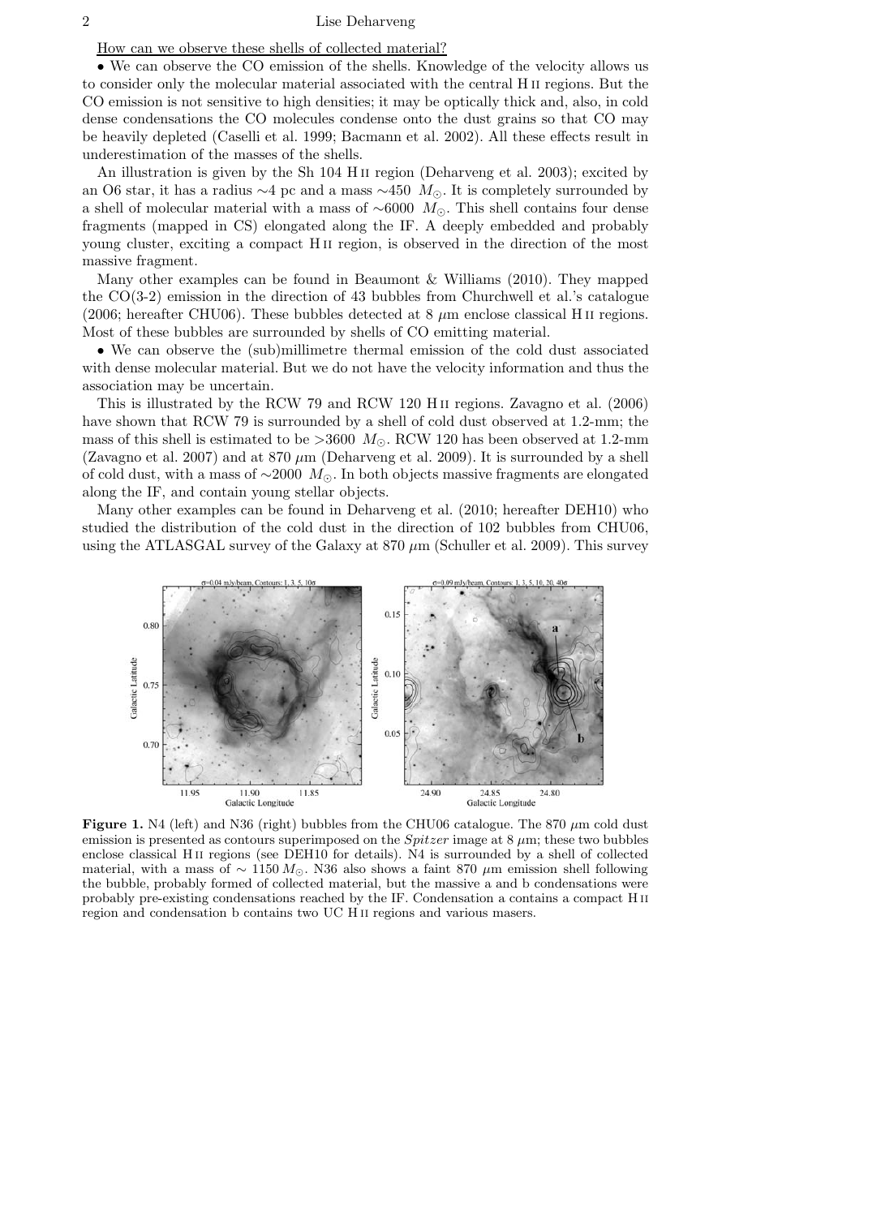<u>How can we observe these shells of collected material?</u>

• We can observe the CO emission of the shells. Knowledge of the velocity allows us to consider only the molecular material associated with the central H II regions. But the CO emission is not sensitive to high densities; it may be optically thick and, also, in cold dense condensations the CO molecules condense onto the dust grains so that CO may be heavily depleted (Caselli et al. 1999; Bacmann et al. 2002). All these effects result in underestimation of the masses of the shells.

An illustration is given by the Sh 104 H II region (Deharveng et al. 2003); excited by an O6 star, it has a radius ∼4 pc and a mass ∼450 $M_{\odot}$. It is completely surrounded by a shell of molecular material with a mass of ∼6000 $M_{\odot}$. This shell contains four dense fragments (mapped in CS) elongated along the IF. A deeply embedded and probably young cluster, exciting a compact H II region, is observed in the direction of the most massive fragment.

Many other examples can be found in Beaumont & Williams (2010). They mapped the CO(3-2) emission in the direction of 43 bubbles from Churchwell et al.'s catalogue (2006; hereafter CHU06). These bubbles detected at 8 $\mu$m enclose classical H II regions. Most of these bubbles are surrounded by shells of CO emitting material.

• We can observe the (sub)millimetre thermal emission of the cold dust associated with dense molecular material. But we do not have the velocity information and thus the association may be uncertain.

This is illustrated by the RCW 79 and RCW 120 H II regions. Zavagno et al. (2006) have shown that RCW 79 is surrounded by a shell of cold dust observed at 1.2-mm; the mass of this shell is estimated to be >3600 $M_{\odot}$. RCW 120 has been observed at 1.2-mm (Zavagno et al. 2007) and at 870 $\mu$m (Deharveng et al. 2009). It is surrounded by a shell of cold dust, with a mass of ∼2000 $M_{\odot}$. In both objects massive fragments are elongated along the IF, and contain young stellar objects.

Many other examples can be found in Deharveng et al. (2010; hereafter DEH10) who studied the distribution of the cold dust in the direction of 102 bubbles from CHU06, using the ATLASGAL survey of the Galaxy at 870 $\mu$m (Schuller et al. 2009). This survey

**Figure 1.** N4 (left) and N36 (right) bubbles from the CHU06 catalogue. The 870 $\mu$m cold dust emission is presented as contours superimposed on the *Spitzer* image at 8 $\mu$m; these two bubbles enclose classical H II regions (see DEH10 for details). N4 is surrounded by a shell of collected material, with a mass of ∼ 1150 $M_{\odot}$. N36 also shows a faint 870 $\mu$m emission shell following the bubble, probably formed of collected material, but the massive a and b condensations were probably pre-existing condensations reached by the IF. Condensation a contains a compact H II region and condensation b contains two UC H II regions and various masers.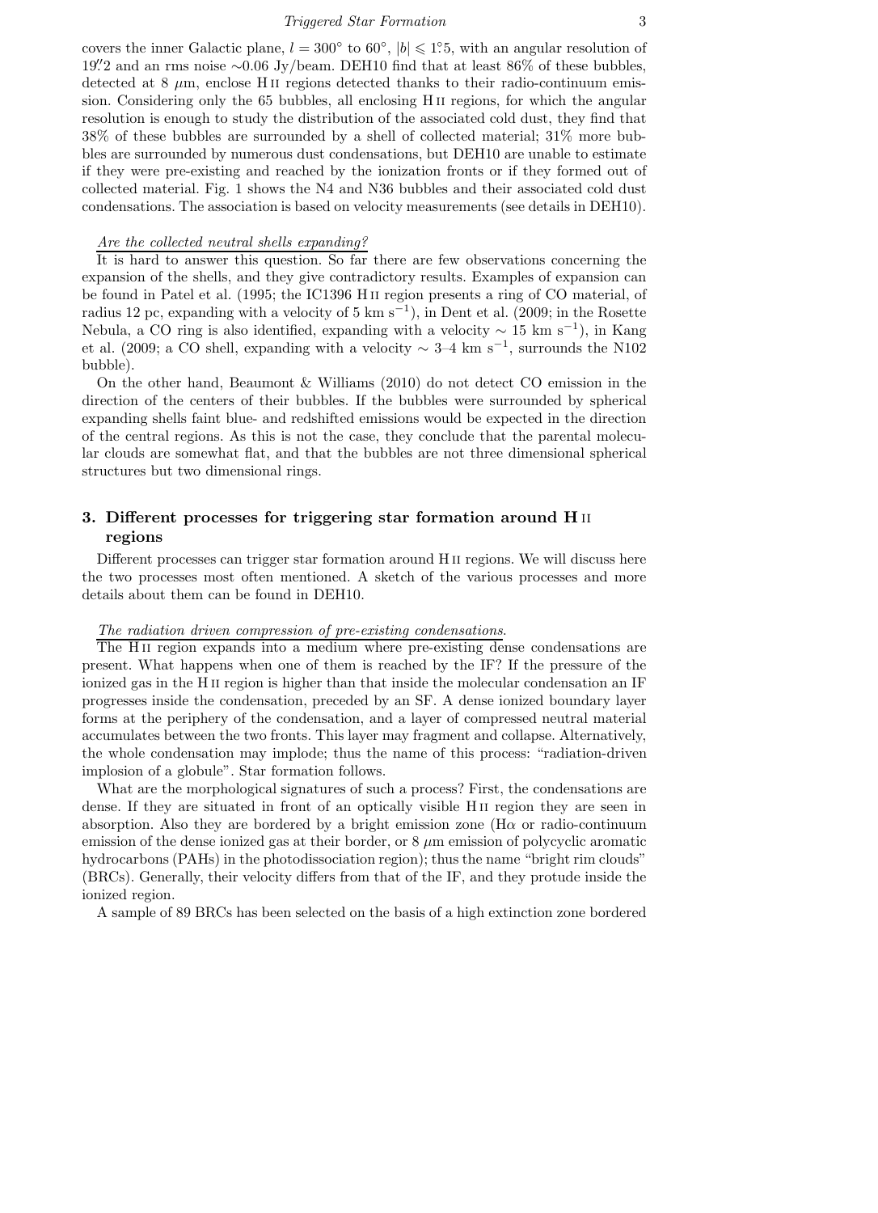covers the inner Galactic plane, $l = 300°$ to $60°$, $|b| \leqslant 1\overset{\circ}{.}5$, with an angular resolution of $19\overset{''}{.}2$ and an rms noise ∼0.06 Jy/beam. DEH10 find that at least 86% of these bubbles, detected at 8 $\mu$m, enclose H II regions detected thanks to their radio-continuum emission. Considering only the 65 bubbles, all enclosing H II regions, for which the angular resolution is enough to study the distribution of the associated cold dust, they find that 38% of these bubbles are surrounded by a shell of collected material; 31% more bubbles are surrounded by numerous dust condensations, but DEH10 are unable to estimate if they were pre-existing and reached by the ionization fronts or if they formed out of collected material. Fig. 1 shows the N4 and N36 bubbles and their associated cold dust condensations. The association is based on velocity measurements (see details in DEH10).

*Are the collected neutral shells expanding?*

It is hard to answer this question. So far there are few observations concerning the expansion of the shells, and they give contradictory results. Examples of expansion can be found in Patel et al. (1995; the IC1396 H II region presents a ring of CO material, of radius 12 pc, expanding with a velocity of 5 km s$^{-1}$), in Dent et al. (2009; in the Rosette Nebula, a CO ring is also identified, expanding with a velocity ∼ 15 km s$^{-1}$), in Kang et al. (2009; a CO shell, expanding with a velocity ∼ 3–4 km s$^{-1}$, surrounds the N102 bubble).

On the other hand, Beaumont & Williams (2010) do not detect CO emission in the direction of the centers of their bubbles. If the bubbles were surrounded by spherical expanding shells faint blue- and redshifted emissions would be expected in the direction of the central regions. As this is not the case, they conclude that the parental molecular clouds are somewhat flat, and that the bubbles are not three dimensional spherical structures but two dimensional rings.

## 3. Different processes for triggering star formation around H II regions

Different processes can trigger star formation around H II regions. We will discuss here the two processes most often mentioned. A sketch of the various processes and more details about them can be found in DEH10.

*The radiation driven compression of pre-existing condensations.*

The H II region expands into a medium where pre-existing dense condensations are present. What happens when one of them is reached by the IF? If the pressure of the ionized gas in the H II region is higher than that inside the molecular condensation an IF progresses inside the condensation, preceded by an SF. A dense ionized boundary layer forms at the periphery of the condensation, and a layer of compressed neutral material accumulates between the two fronts. This layer may fragment and collapse. Alternatively, the whole condensation may implode; thus the name of this process: "radiation-driven implosion of a globule". Star formation follows.

What are the morphological signatures of such a process? First, the condensations are dense. If they are situated in front of an optically visible H II region they are seen in absorption. Also they are bordered by a bright emission zone (H$\alpha$ or radio-continuum emission of the dense ionized gas at their border, or 8 $\mu$m emission of polycyclic aromatic hydrocarbons (PAHs) in the photodissociation region); thus the name "bright rim clouds" (BRCs). Generally, their velocity differs from that of the IF, and they protude inside the ionized region.

A sample of 89 BRCs has been selected on the basis of a high extinction zone bordered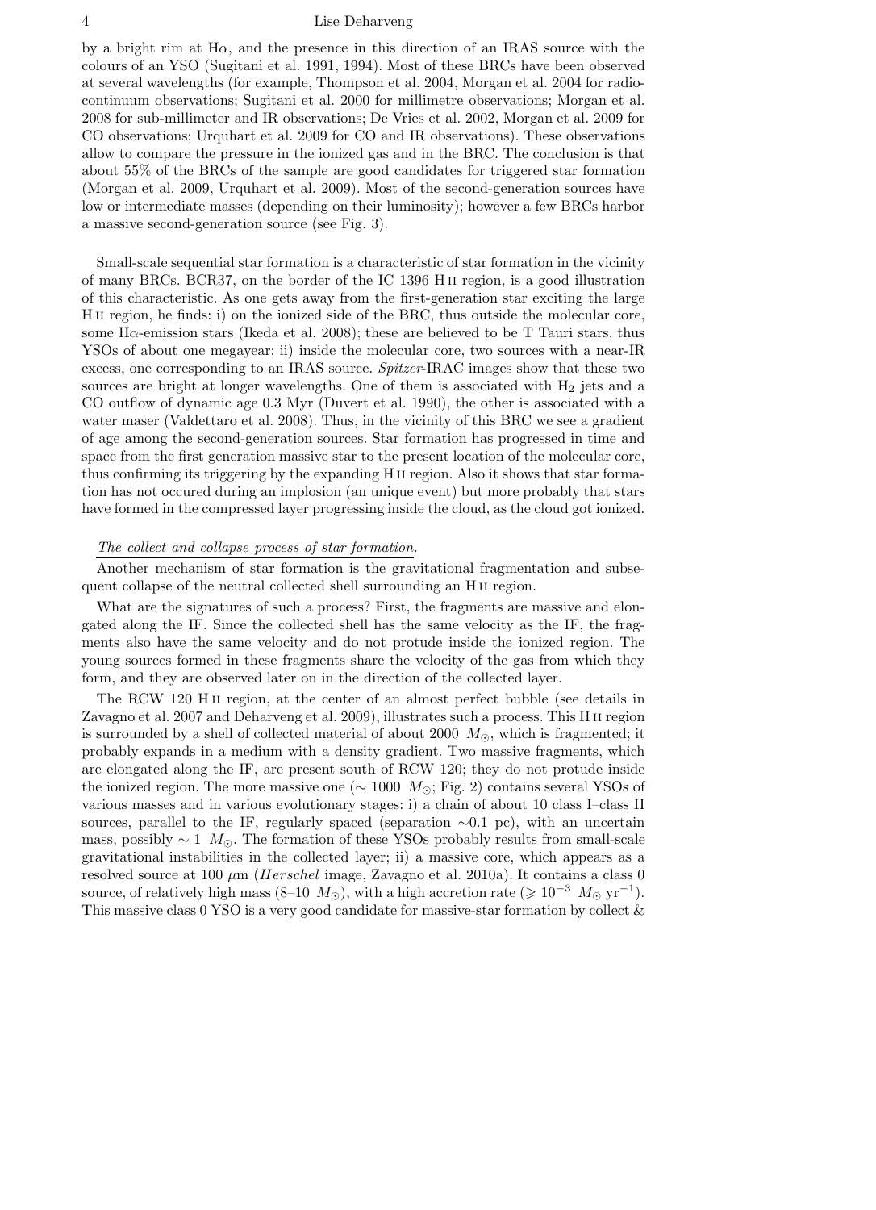by a bright rim at Hα, and the presence in this direction of an IRAS source with the colours of an YSO (Sugitani et al. 1991, 1994). Most of these BRCs have been observed at several wavelengths (for example, Thompson et al. 2004, Morgan et al. 2004 for radio-continuum observations; Sugitani et al. 2000 for millimetre observations; Morgan et al. 2008 for sub-millimeter and IR observations; De Vries et al. 2002, Morgan et al. 2009 for CO observations; Urquhart et al. 2009 for CO and IR observations). These observations allow to compare the pressure in the ionized gas and in the BRC. The conclusion is that about 55% of the BRCs of the sample are good candidates for triggered star formation (Morgan et al. 2009, Urquhart et al. 2009). Most of the second-generation sources have low or intermediate masses (depending on their luminosity); however a few BRCs harbor a massive second-generation source (see Fig. 3).

Small-scale sequential star formation is a characteristic of star formation in the vicinity of many BRCs. BCR37, on the border of the IC 1396 H II region, is a good illustration of this characteristic. As one gets away from the first-generation star exciting the large H II region, he finds: i) on the ionized side of the BRC, thus outside the molecular core, some Hα-emission stars (Ikeda et al. 2008); these are believed to be T Tauri stars, thus YSOs of about one megayear; ii) inside the molecular core, two sources with a near-IR excess, one corresponding to an IRAS source. *Spitzer*-IRAC images show that these two sources are bright at longer wavelengths. One of them is associated with $H_2$ jets and a CO outflow of dynamic age 0.3 Myr (Duvert et al. 1990), the other is associated with a water maser (Valdettaro et al. 2008). Thus, in the vicinity of this BRC we see a gradient of age among the second-generation sources. Star formation has progressed in time and space from the first generation massive star to the present location of the molecular core, thus confirming its triggering by the expanding H II region. Also it shows that star formation has not occured during an implosion (an unique event) but more probably that stars have formed in the compressed layer progressing inside the cloud, as the cloud got ionized.

*The collect and collapse process of star formation.*

Another mechanism of star formation is the gravitational fragmentation and subsequent collapse of the neutral collected shell surrounding an H II region.

What are the signatures of such a process? First, the fragments are massive and elongated along the IF. Since the collected shell has the same velocity as the IF, the fragments also have the same velocity and do not protude inside the ionized region. The young sources formed in these fragments share the velocity of the gas from which they form, and they are observed later on in the direction of the collected layer.

The RCW 120 H II region, at the center of an almost perfect bubble (see details in Zavagno et al. 2007 and Deharveng et al. 2009), illustrates such a process. This H II region is surrounded by a shell of collected material of about 2000 $M_{\odot}$, which is fragmented; it probably expands in a medium with a density gradient. Two massive fragments, which are elongated along the IF, are present south of RCW 120; they do not protude inside the ionized region. The more massive one ($\sim 1000\ M_{\odot}$; Fig. 2) contains several YSOs of various masses and in various evolutionary stages: i) a chain of about 10 class I–class II sources, parallel to the IF, regularly spaced (separation ~0.1 pc), with an uncertain mass, possibly $\sim 1\ M_{\odot}$. The formation of these YSOs probably results from small-scale gravitational instabilities in the collected layer; ii) a massive core, which appears as a resolved source at 100 μm (*Herschel* image, Zavagno et al. 2010a). It contains a class 0 source, of relatively high mass (8–10 $M_{\odot}$), with a high accretion rate ($\geqslant 10^{-3}\ M_{\odot}\ \mathrm{yr}^{-1}$). This massive class 0 YSO is a very good candidate for massive-star formation by collect &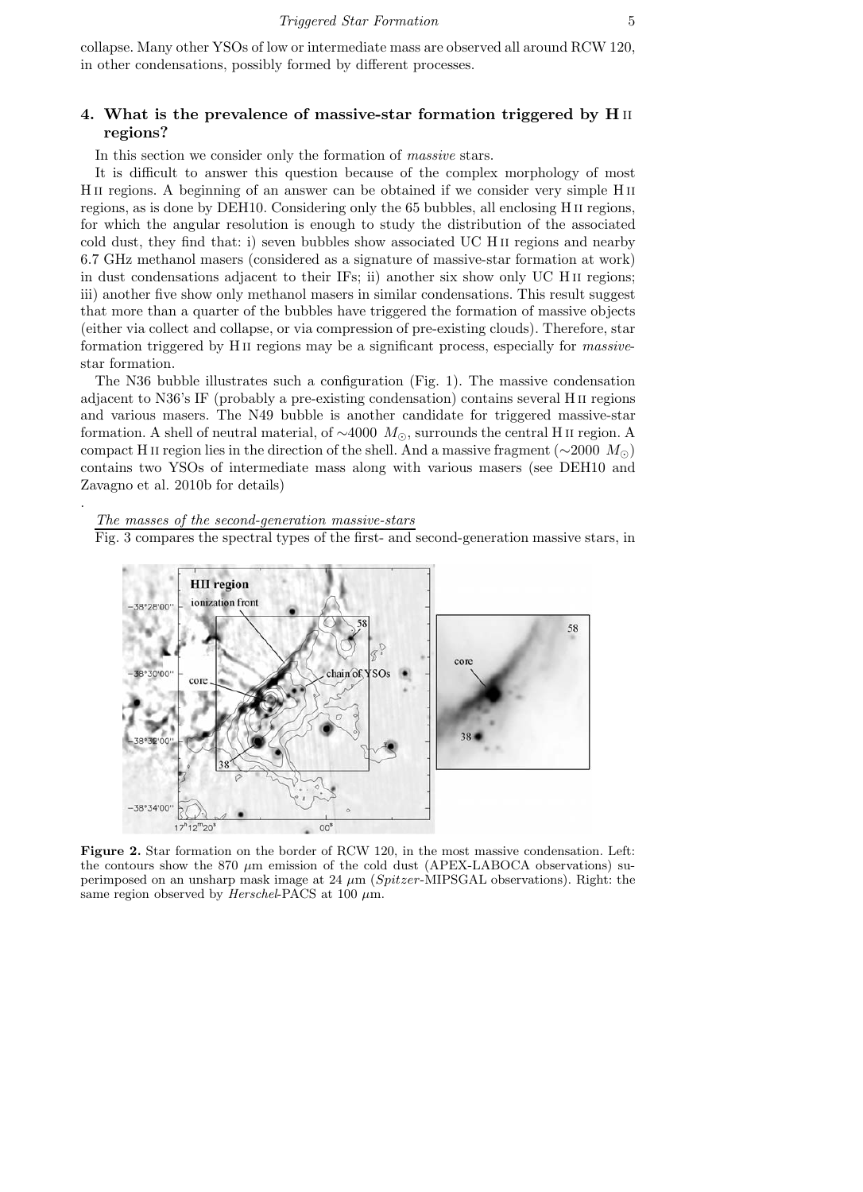collapse. Many other YSOs of low or intermediate mass are observed all around RCW 120, in other condensations, possibly formed by different processes.

## 4. What is the prevalence of massive-star formation triggered by H II regions?

In this section we consider only the formation of *massive* stars.

It is difficult to answer this question because of the complex morphology of most H II regions. A beginning of an answer can be obtained if we consider very simple H II regions, as is done by DEH10. Considering only the 65 bubbles, all enclosing H II regions, for which the angular resolution is enough to study the distribution of the associated cold dust, they find that: i) seven bubbles show associated UC H II regions and nearby 6.7 GHz methanol masers (considered as a signature of massive-star formation at work) in dust condensations adjacent to their IFs; ii) another six show only UC H II regions; iii) another five show only methanol masers in similar condensations. This result suggest that more than a quarter of the bubbles have triggered the formation of massive objects (either via collect and collapse, or via compression of pre-existing clouds). Therefore, star formation triggered by H II regions may be a significant process, especially for *massive*-star formation.

The N36 bubble illustrates such a configuration (Fig. 1). The massive condensation adjacent to N36's IF (probably a pre-existing condensation) contains several H II regions and various masers. The N49 bubble is another candidate for triggered massive-star formation. A shell of neutral material, of $\sim$4000 $M_{\odot}$, surrounds the central H II region. A compact H II region lies in the direction of the shell. And a massive fragment ($\sim$2000 $M_{\odot}$) contains two YSOs of intermediate mass along with various masers (see DEH10 and Zavagno et al. 2010b for details)

.

The masses of the second-generation massive-stars

Fig. 3 compares the spectral types of the first- and second-generation massive stars, in

**Figure 2.** Star formation on the border of RCW 120, in the most massive condensation. Left: the contours show the 870 $\mu$m emission of the cold dust (APEX-LABOCA observations) superimposed on an unsharp mask image at 24 $\mu$m (*Spitzer*-MIPSGAL observations). Right: the same region observed by *Herschel*-PACS at 100 $\mu$m.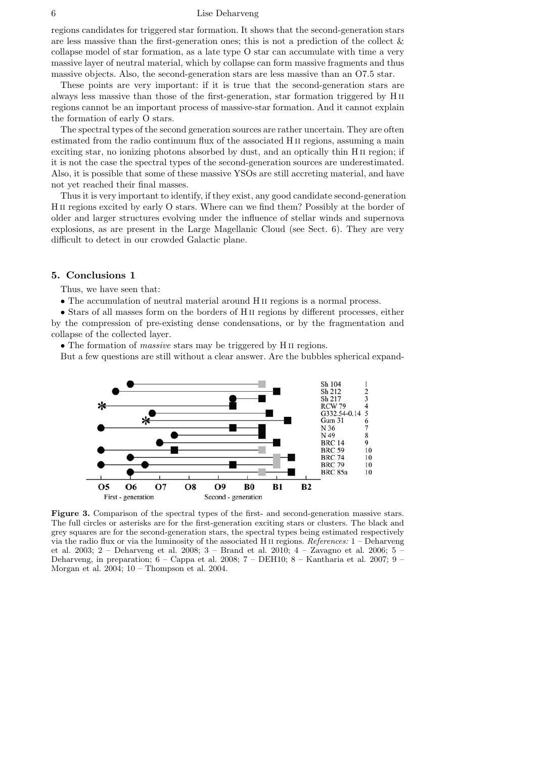regions candidates for triggered star formation. It shows that the second-generation stars are less massive than the first-generation ones; this is not a prediction of the collect & collapse model of star formation, as a late type O star can accumulate with time a very massive layer of neutral material, which by collapse can form massive fragments and thus massive objects. Also, the second-generation stars are less massive than an O7.5 star.

These points are very important: if it is true that the second-generation stars are always less massive than those of the first-generation, star formation triggered by H II regions cannot be an important process of massive-star formation. And it cannot explain the formation of early O stars.

The spectral types of the second generation sources are rather uncertain. They are often estimated from the radio continuum flux of the associated H II regions, assuming a main exciting star, no ionizing photons absorbed by dust, and an optically thin H II region; if it is not the case the spectral types of the second-generation sources are underestimated. Also, it is possible that some of these massive YSOs are still accreting material, and have not yet reached their final masses.

Thus it is very important to identify, if they exist, any good candidate second-generation H II regions excited by early O stars. Where can we find them? Possibly at the border of older and larger structures evolving under the influence of stellar winds and supernova explosions, as are present in the Large Magellanic Cloud (see Sect. 6). They are very difficult to detect in our crowded Galactic plane.

## 5. Conclusions 1

Thus, we have seen that:

- The accumulation of neutral material around H II regions is a normal process.
- Stars of all masses form on the borders of H II regions by different processes, either by the compression of pre-existing dense condensations, or by the fragmentation and collapse of the collected layer.
- The formation of *massive* stars may be triggered by H II regions.

But a few questions are still without a clear answer. Are the bubbles spherical expand-

**Figure 3.** Comparison of the spectral types of the first- and second-generation massive stars. The full circles or asterisks are for the first-generation exciting stars or clusters. The black and grey squares are for the second-generation stars, the spectral types being estimated respectively via the radio flux or via the luminosity of the associated H II regions. *References:* 1 – Deharveng et al. 2003; 2 – Deharveng et al. 2008; 3 – Brand et al. 2010; 4 – Zavagno et al. 2006; 5 – Deharveng, in preparation; 6 – Cappa et al. 2008; 7 – DEH10; 8 – Kantharia et al. 2007; 9 – Morgan et al. 2004; 10 – Thompson et al. 2004.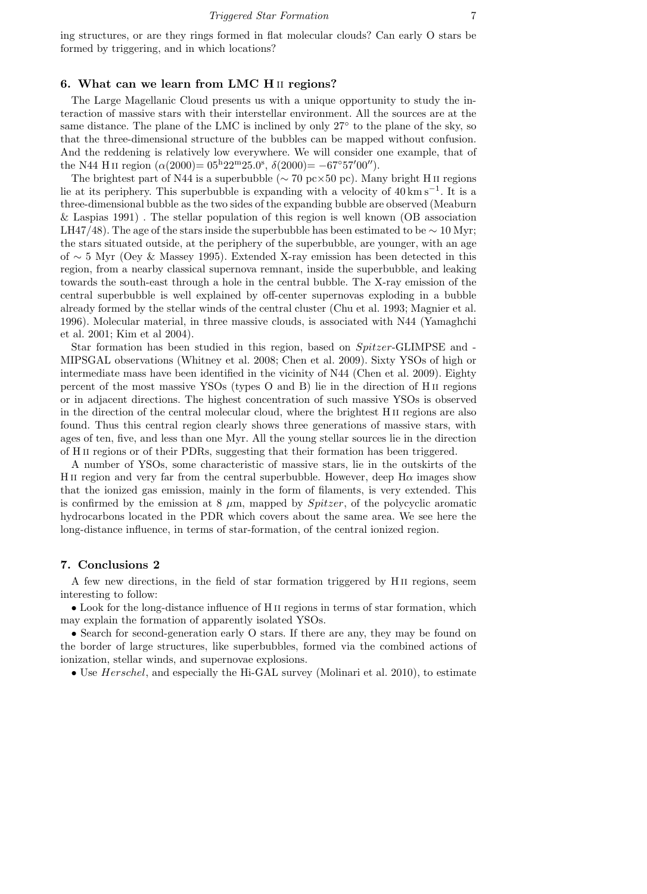ing structures, or are they rings formed in flat molecular clouds? Can early O stars be formed by triggering, and in which locations?

## 6. What can we learn from LMC H II regions?

The Large Magellanic Cloud presents us with a unique opportunity to study the interaction of massive stars with their interstellar environment. All the sources are at the same distance. The plane of the LMC is inclined by only 27° to the plane of the sky, so that the three-dimensional structure of the bubbles can be mapped without confusion. And the reddening is relatively low everywhere. We will consider one example, that of the N44 H II region ($\alpha$(2000)= $05^{\rm h}22^{\rm m}25.0^{\rm s}$, $\delta$(2000)= $-67°57'00''$).

The brightest part of N44 is a superbubble ($\sim$ 70 pc$\times$50 pc). Many bright H II regions lie at its periphery. This superbubble is expanding with a velocity of 40 km s$^{-1}$. It is a three-dimensional bubble as the two sides of the expanding bubble are observed (Meaburn & Laspias 1991) . The stellar population of this region is well known (OB association LH47/48). The age of the stars inside the superbubble has been estimated to be $\sim$ 10 Myr; the stars situated outside, at the periphery of the superbubble, are younger, with an age of $\sim$ 5 Myr (Oey & Massey 1995). Extended X-ray emission has been detected in this region, from a nearby classical supernova remnant, inside the superbubble, and leaking towards the south-east through a hole in the central bubble. The X-ray emission of the central superbubble is well explained by off-center supernovas exploding in a bubble already formed by the stellar winds of the central cluster (Chu et al. 1993; Magnier et al. 1996). Molecular material, in three massive clouds, is associated with N44 (Yamaghchi et al. 2001; Kim et al 2004).

Star formation has been studied in this region, based on *Spitzer*-GLIMPSE and -MIPSGAL observations (Whitney et al. 2008; Chen et al. 2009). Sixty YSOs of high or intermediate mass have been identified in the vicinity of N44 (Chen et al. 2009). Eighty percent of the most massive YSOs (types O and B) lie in the direction of H II regions or in adjacent directions. The highest concentration of such massive YSOs is observed in the direction of the central molecular cloud, where the brightest H II regions are also found. Thus this central region clearly shows three generations of massive stars, with ages of ten, five, and less than one Myr. All the young stellar sources lie in the direction of H II regions or of their PDRs, suggesting that their formation has been triggered.

A number of YSOs, some characteristic of massive stars, lie in the outskirts of the H II region and very far from the central superbubble. However, deep H$\alpha$ images show that the ionized gas emission, mainly in the form of filaments, is very extended. This is confirmed by the emission at 8 $\mu$m, mapped by *Spitzer*, of the polycyclic aromatic hydrocarbons located in the PDR which covers about the same area. We see here the long-distance influence, in terms of star-formation, of the central ionized region.

## 7. Conclusions 2

A few new directions, in the field of star formation triggered by H II regions, seem interesting to follow:

- Look for the long-distance influence of H II regions in terms of star formation, which may explain the formation of apparently isolated YSOs.
- Search for second-generation early O stars. If there are any, they may be found on the border of large structures, like superbubbles, formed via the combined actions of ionization, stellar winds, and supernovae explosions.
- Use *Herschel*, and especially the Hi-GAL survey (Molinari et al. 2010), to estimate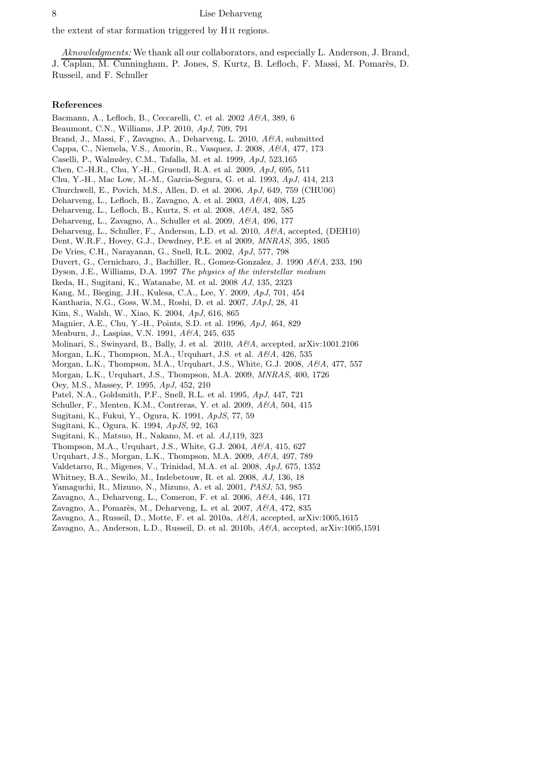the extent of star formation triggered by H II regions.

*Aknowledgments:* We thank all our collaborators, and especially L. Anderson, J. Brand, J. Caplan, M. Cunningham, P. Jones, S. Kurtz, B. Lefloch, F. Massi, M. Pomarès, D. Russeil, and F. Schuller

## References

Bacmann, A., Lefloch, B., Ceccarelli, C. et al. 2002 *A&A*, 389, 6
Beaumont, C.N., Williams, J.P. 2010, *ApJ*, 709, 791
Brand, J., Massi, F., Zavagno, A., Deharveng, L. 2010, *A&A*, submitted
Cappa, C., Niemela, V.S., Amorin, R., Vasquez, J. 2008, *A&A*, 477, 173
Caselli, P., Walmsley, C.M., Tafalla, M. et al. 1999, *ApJ*, 523,165
Chen, C.-H.R., Chu, Y.-H., Gruendl, R.A. et al. 2009, *ApJ*, 695, 511
Chu, Y.-H., Mac Low, M.-M., Garcia-Segura, G. et al. 1993, *ApJ*, 414, 213
Churchwell, E., Povich, M.S., Allen, D. et al. 2006, *ApJ*, 649, 759 (CHU06)
Deharveng, L., Lefloch, B., Zavagno, A. et al. 2003, *A&A*, 408, L25
Deharveng, L., Lefloch, B., Kurtz, S. et al. 2008, *A&A*, 482, 585
Deharveng, L., Zavagno, A., Schuller et al. 2009, *A&A*, 496, 177
Deharveng, L., Schuller, F., Anderson, L.D. et al. 2010, *A&A*, accepted, (DEH10)
Dent, W.R.F., Hovey, G.J., Dewdney, P.E. et al 2009, *MNRAS*, 395, 1805
De Vries, C.H., Narayanan, G., Snell, R.L. 2002, *ApJ*, 577, 798
Duvert, G., Cernicharo, J., Bachiller, R., Gomez-Gonzalez, J. 1990 *A&A*, 233, 190
Dyson, J.E., Williams, D.A. 1997 *The physics of the interstellar medium*
Ikeda, H., Sugitani, K., Watanabe, M. et al. 2008 *AJ*, 135, 2323
Kang, M., Bieging, J.H., Kulesa, C.A., Lee, Y. 2009, *ApJ*, 701, 454
Kantharia, N.G., Goss, W.M., Roshi, D. et al. 2007, *JApJ*, 28, 41
Kim, S., Walsh, W., Xiao, K. 2004, *ApJ*, 616, 865
Magnier, A.E., Chu, Y.-H., Points, S.D. et al. 1996, *ApJ*, 464, 829
Meaburn, J., Laspias, V.N. 1991, *A&A*, 245, 635
Molinari, S., Swinyard, B., Bally, J. et al. 2010, *A&A*, accepted, arXiv:1001.2106
Morgan, L.K., Thompson, M.A., Urquhart, J.S. et al. *A&A*, 426, 535
Morgan, L.K., Thompson, M.A., Urquhart, J.S., White, G.J. 2008, *A&A*, 477, 557
Morgan, L.K., Urquhart, J.S., Thompson, M.A. 2009, *MNRAS*, 400, 1726
Oey, M.S., Massey, P. 1995, *ApJ*, 452, 210
Patel, N.A., Goldsmith, P.F., Snell, R.L. et al. 1995, *ApJ*, 447, 721
Schuller, F., Menten, K.M., Contreras, Y. et al. 2009, *A&A*, 504, 415
Sugitani, K., Fukui, Y., Ogura, K. 1991, *ApJS*, 77, 59
Sugitani, K., Ogura, K. 1994, *ApJS*, 92, 163
Sugitani, K., Matsuo, H., Nakano, M. et al. *AJ*,119, 323
Thompson, M.A., Urquhart, J.S., White, G.J. 2004, *A&A*, 415, 627
Urquhart, J.S., Morgan, L.K., Thompson, M.A. 2009, *A&A*, 497, 789
Valdetarro, R., Migenes, V., Trinidad, M.A. et al. 2008, *ApJ*, 675, 1352
Whitney, B.A., Sewilo, M., Indebetouw, R. et al. 2008, *AJ*, 136, 18
Yamaguchi, R., Mizuno, N., Mizuno, A. et al. 2001, *PASJ*, 53, 985
Zavagno, A., Deharveng, L., Comeron, F. et al. 2006, *A&A*, 446, 171
Zavagno, A., Pomarès, M., Deharveng, L. et al. 2007, *A&A*, 472, 835
Zavagno, A., Russeil, D., Motte, F. et al. 2010a, *A&A*, accepted, arXiv:1005,1615
Zavagno, A., Anderson, L.D., Russeil, D. et al. 2010b, *A&A*, accepted, arXiv:1005,1591